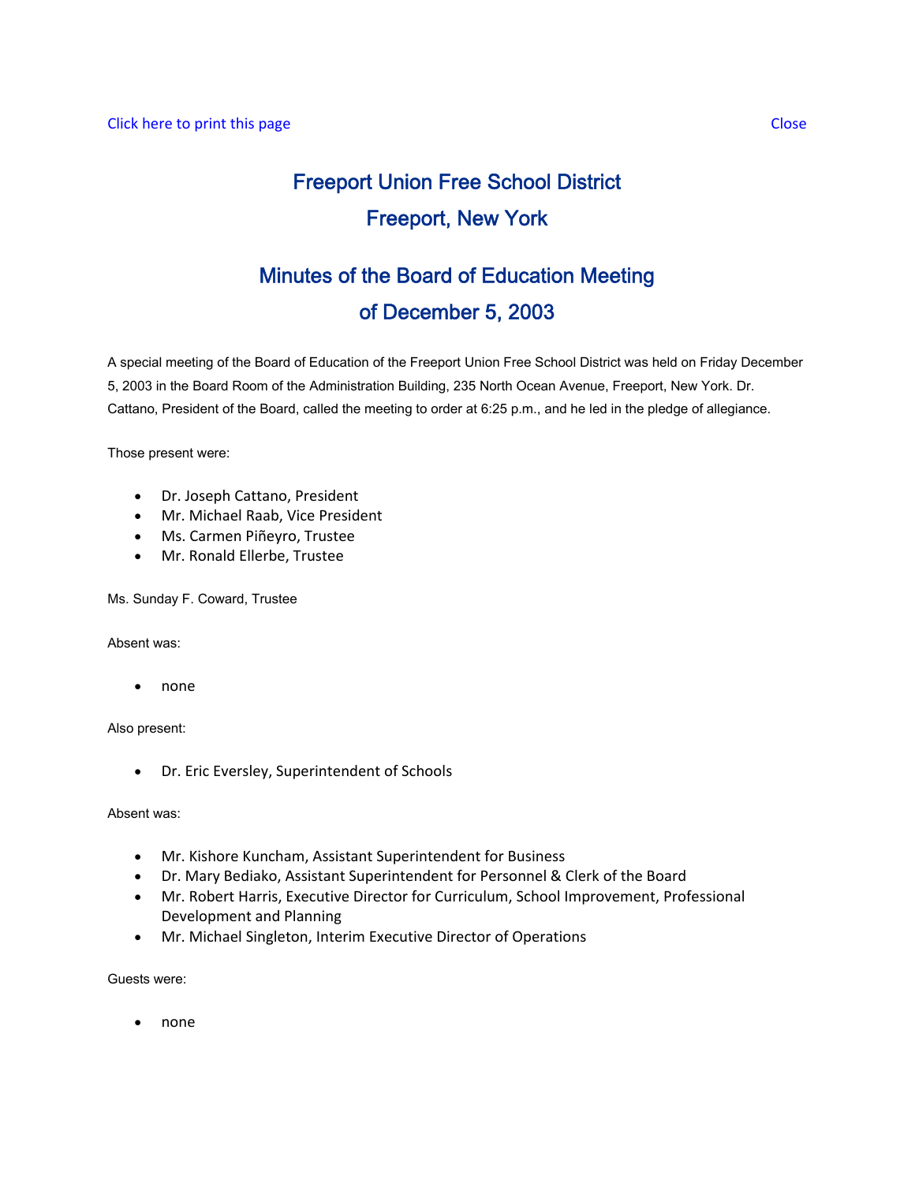Click here to print this page Close

# Freeport Union Free School District
# Freeport, New York

## Minutes of the Board of Education Meeting
## of December 5, 2003

A special meeting of the Board of Education of the Freeport Union Free School District was held on Friday December 5, 2003 in the Board Room of the Administration Building, 235 North Ocean Avenue, Freeport, New York. Dr. Cattano, President of the Board, called the meeting to order at 6:25 p.m., and he led in the pledge of allegiance.

Those present were:

- Dr. Joseph Cattano, President
- Mr. Michael Raab, Vice President
- Ms. Carmen Piñeyro, Trustee
- Mr. Ronald Ellerbe, Trustee

Ms. Sunday F. Coward, Trustee

Absent was:

- none

Also present:

- Dr. Eric Eversley, Superintendent of Schools

Absent was:

- Mr. Kishore Kuncham, Assistant Superintendent for Business
- Dr. Mary Bediako, Assistant Superintendent for Personnel & Clerk of the Board
- Mr. Robert Harris, Executive Director for Curriculum, School Improvement, Professional Development and Planning
- Mr. Michael Singleton, Interim Executive Director of Operations

Guests were:

- none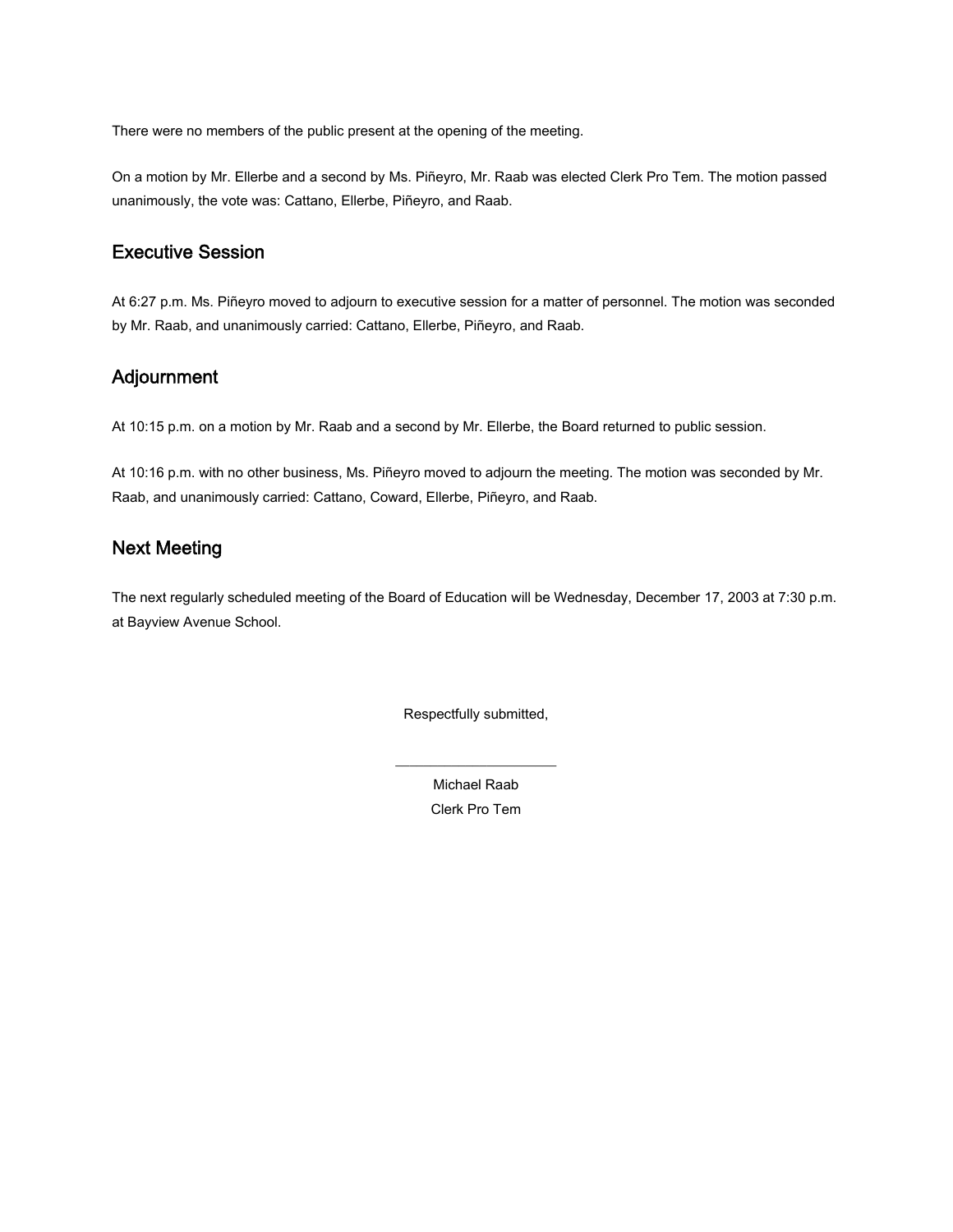There were no members of the public present at the opening of the meeting.

On a motion by Mr. Ellerbe and a second by Ms. Piñeyro, Mr. Raab was elected Clerk Pro Tem. The motion passed unanimously, the vote was: Cattano, Ellerbe, Piñeyro, and Raab.

## Executive Session

At 6:27 p.m. Ms. Piñeyro moved to adjourn to executive session for a matter of personnel. The motion was seconded by Mr. Raab, and unanimously carried: Cattano, Ellerbe, Piñeyro, and Raab.

## Adjournment

At 10:15 p.m. on a motion by Mr. Raab and a second by Mr. Ellerbe, the Board returned to public session.

At 10:16 p.m. with no other business, Ms. Piñeyro moved to adjourn the meeting. The motion was seconded by Mr. Raab, and unanimously carried: Cattano, Coward, Ellerbe, Piñeyro, and Raab.

## Next Meeting

The next regularly scheduled meeting of the Board of Education will be Wednesday, December 17, 2003 at 7:30 p.m. at Bayview Avenue School.

Respectfully submitted,

\_\_\_\_\_\_\_\_\_\_\_\_\_\_\_\_\_\_\_\_\_\_

Michael Raab
Clerk Pro Tem